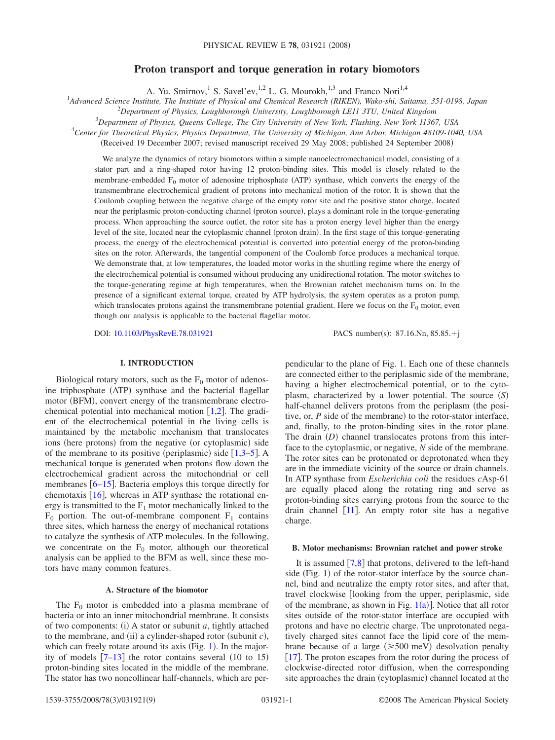# Proton transport and torque generation in rotary biomotors

A. Yu. Smirnov,[1] S. Savel'ev,[1,2] L. G. Mourokh,[1,3] and Franco Nori[1,4]

[1]*Advanced Science Institute, The Institute of Physical and Chemical Research (RIKEN), Wako-shi, Saitama, 351-0198, Japan*

[2]*Department of Physics, Loughborough University, Loughborough LE11 3TU, United Kingdom*

[3]*Department of Physics, Queens College, The City University of New York, Flushing, New York 11367, USA*

[4]*Center for Theoretical Physics, Physics Department, The University of Michigan, Ann Arbor, Michigan 48109-1040, USA*

(Received 19 December 2007; revised manuscript received 29 May 2008; published 24 September 2008)

We analyze the dynamics of rotary biomotors within a simple nanoelectromechanical model, consisting of a stator part and a ring-shaped rotor having 12 proton-binding sites. This model is closely related to the membrane-embedded $F_0$ motor of adenosine triphosphate (ATP) synthase, which converts the energy of the transmembrane electrochemical gradient of protons into mechanical motion of the rotor. It is shown that the Coulomb coupling between the negative charge of the empty rotor site and the positive stator charge, located near the periplasmic proton-conducting channel (proton source), plays a dominant role in the torque-generating process. When approaching the source outlet, the rotor site has a proton energy level higher than the energy level of the site, located near the cytoplasmic channel (proton drain). In the first stage of this torque-generating process, the energy of the electrochemical potential is converted into potential energy of the proton-binding sites on the rotor. Afterwards, the tangential component of the Coulomb force produces a mechanical torque. We demonstrate that, at low temperatures, the loaded motor works in the shuttling regime where the energy of the electrochemical potential is consumed without producing any unidirectional rotation. The motor switches to the torque-generating regime at high temperatures, when the Brownian ratchet mechanism turns on. In the presence of a significant external torque, created by ATP hydrolysis, the system operates as a proton pump, which translocates protons against the transmembrane potential gradient. Here we focus on the $F_0$ motor, even though our analysis is applicable to the bacterial flagellar motor.

DOI: 10.1103/PhysRevE.78.031921 PACS number(s): 87.16.Nn, 85.85.+j

## I. INTRODUCTION

Biological rotary motors, such as the $F_0$ motor of adenosine triphosphate (ATP) synthase and the bacterial flagellar motor (BFM), convert energy of the transmembrane electrochemical potential into mechanical motion [1,2]. The gradient of the electrochemical potential in the living cells is maintained by the metabolic mechanism that translocates ions (here protons) from the negative (or cytoplasmic) side of the membrane to its positive (periplasmic) side [1,3–5]. A mechanical torque is generated when protons flow down the electrochemical gradient across the mitochondrial or cell membranes [6–15]. Bacteria employs this torque directly for chemotaxis [16], whereas in ATP synthase the rotational energy is transmitted to the $F_1$ motor mechanically linked to the $F_0$ portion. The out-of-membrane component $F_1$ contains three sites, which harness the energy of mechanical rotations to catalyze the synthesis of ATP molecules. In the following, we concentrate on the $F_0$ motor, although our theoretical analysis can be applied to the BFM as well, since these motors have many common features.

### A. Structure of the biomotor

The $F_0$ motor is embedded into a plasma membrane of bacteria or into an inner mitochondrial membrane. It consists of two components: (i) A stator or subunit *a*, tightly attached to the membrane, and (ii) a cylinder-shaped rotor (subunit *c*), which can freely rotate around its axis (Fig. 1). In the majority of models [7–13] the rotor contains several (10 to 15) proton-binding sites located in the middle of the membrane. The stator has two noncollinear half-channels, which are perpendicular to the plane of Fig. 1. Each one of these channels are connected either to the periplasmic side of the membrane, having a higher electrochemical potential, or to the cytoplasm, characterized by a lower potential. The source (*S*) half-channel delivers protons from the periplasm (the positive, or, *P* side of the membrane) to the rotor-stator interface, and, finally, to the proton-binding sites in the rotor plane. The drain (*D*) channel translocates protons from this interface to the cytoplasmic, or negative, *N* side of the membrane. The rotor sites can be protonated or deprotonated when they are in the immediate vicinity of the source or drain channels. In ATP synthase from *Escherichia coli* the residues *c*Asp-61 are equally placed along the rotating ring and serve as proton-binding sites carrying protons from the source to the drain channel [11]. An empty rotor site has a negative charge.

### B. Motor mechanisms: Brownian ratchet and power stroke

It is assumed [7,8] that protons, delivered to the left-hand side (Fig. 1) of the rotor-stator interface by the source channel, bind and neutralize the empty rotor sites, and after that, travel clockwise [looking from the upper, periplasmic, side of the membrane, as shown in Fig. 1(a)]. Notice that all rotor sites outside of the rotor-stator interface are occupied with protons and have no electric charge. The unprotonated negatively charged sites cannot face the lipid core of the membrane because of a large ($\geqslant$500 meV) desolvation penalty [17]. The proton escapes from the rotor during the process of clockwise-directed rotor diffusion, when the corresponding site approaches the drain (cytoplasmic) channel located at the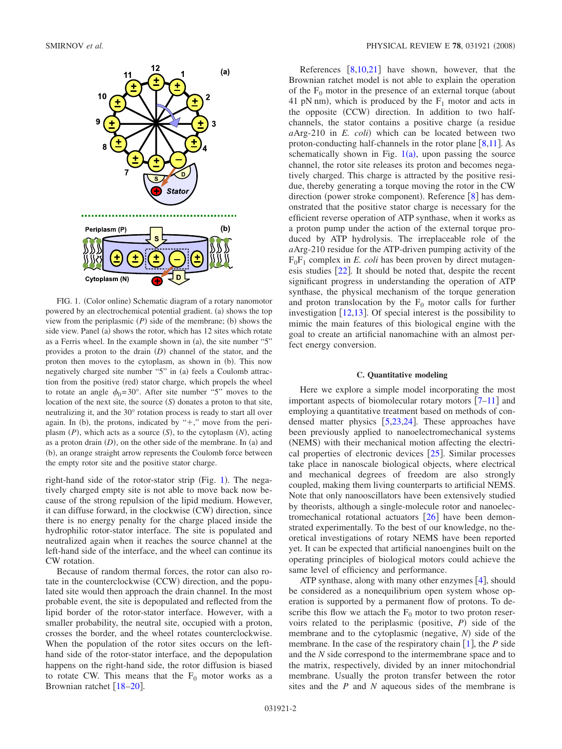FIG. 1. (Color online) Schematic diagram of a rotary nanomotor powered by an electrochemical potential gradient. (a) shows the top view from the periplasmic (*P*) side of the membrane; (b) shows the side view. Panel (a) shows the rotor, which has 12 sites which rotate as a Ferris wheel. In the example shown in (a), the site number "5" provides a proton to the drain (*D*) channel of the stator, and the proton then moves to the cytoplasm, as shown in (b). This now negatively charged site number "5" in (a) feels a Coulomb attraction from the positive (red) stator charge, which propels the wheel to rotate an angle $\phi_0 = 30°$. After site number "5" moves to the location of the next site, the source (*S*) donates a proton to that site, neutralizing it, and the 30° rotation process is ready to start all over again. In (b), the protons, indicated by "+," move from the periplasm (*P*), which acts as a source (*S*), to the cytoplasm (*N*), acting as a proton drain (*D*), on the other side of the membrane. In (a) and (b), an orange straight arrow represents the Coulomb force between the empty rotor site and the positive stator charge.

right-hand side of the rotor-stator strip (Fig. 1). The negatively charged empty site is not able to move back now because of the strong repulsion of the lipid medium. However, it can diffuse forward, in the clockwise (CW) direction, since there is no energy penalty for the charge placed inside the hydrophilic rotor-stator interface. The site is populated and neutralized again when it reaches the source channel at the left-hand side of the interface, and the wheel can continue its CW rotation.

Because of random thermal forces, the rotor can also rotate in the counterclockwise (CCW) direction, and the populated site would then approach the drain channel. In the most probable event, the site is depopulated and reflected from the lipid border of the rotor-stator interface. However, with a smaller probability, the neutral site, occupied with a proton, crosses the border, and the wheel rotates counterclockwise. When the population of the rotor sites occurs on the left-hand side of the rotor-stator interface, and the depopulation happens on the right-hand side, the rotor diffusion is biased to rotate CW. This means that the $F_0$ motor works as a Brownian ratchet [18–20].

References [8,10,21] have shown, however, that the Brownian ratchet model is not able to explain the operation of the $F_0$ motor in the presence of an external torque (about 41 pN nm), which is produced by the $F_1$ motor and acts in the opposite (CCW) direction. In addition to two half-channels, the stator contains a positive charge (a residue *a*Arg-210 in *E. coli*) which can be located between two proton-conducting half-channels in the rotor plane [8,11]. As schematically shown in Fig. 1(a), upon passing the source channel, the rotor site releases its proton and becomes negatively charged. This charge is attracted by the positive residue, thereby generating a torque moving the rotor in the CW direction (power stroke component). Reference [8] has demonstrated that the positive stator charge is necessary for the efficient reverse operation of ATP synthase, when it works as a proton pump under the action of the external torque produced by ATP hydrolysis. The irreplaceable role of the *a*Arg-210 residue for the ATP-driven pumping activity of the $F_0F_1$ complex in *E. coli* has been proven by direct mutagenesis studies [22]. It should be noted that, despite the recent significant progress in understanding the operation of ATP synthase, the physical mechanism of the torque generation and proton translocation by the $F_0$ motor calls for further investigation [12,13]. Of special interest is the possibility to mimic the main features of this biological engine with the goal to create an artificial nanomachine with an almost perfect energy conversion.

### C. Quantitative modeling

Here we explore a simple model incorporating the most important aspects of biomolecular rotary motors [7–11] and employing a quantitative treatment based on methods of condensed matter physics [5,23,24]. These approaches have been previously applied to nanoelectromechanical systems (NEMS) with their mechanical motion affecting the electrical properties of electronic devices [25]. Similar processes take place in nanoscale biological objects, where electrical and mechanical degrees of freedom are also strongly coupled, making them living counterparts to artificial NEMS. Note that only nanooscillators have been extensively studied by theorists, although a single-molecule rotor and nanoelectromechanical rotational actuators [26] have been demonstrated experimentally. To the best of our knowledge, no theoretical investigations of rotary NEMS have been reported yet. It can be expected that artificial nanoengines built on the operating principles of biological motors could achieve the same level of efficiency and performance.

ATP synthase, along with many other enzymes [4], should be considered as a nonequilibrium open system whose operation is supported by a permanent flow of protons. To describe this flow we attach the $F_0$ motor to two proton reservoirs related to the periplasmic (positive, *P*) side of the membrane and to the cytoplasmic (negative, *N*) side of the membrane. In the case of the respiratory chain [1], the *P* side and the *N* side correspond to the intermembrane space and to the matrix, respectively, divided by an inner mitochondrial membrane. Usually the proton transfer between the rotor sites and the *P* and *N* aqueous sides of the membrane is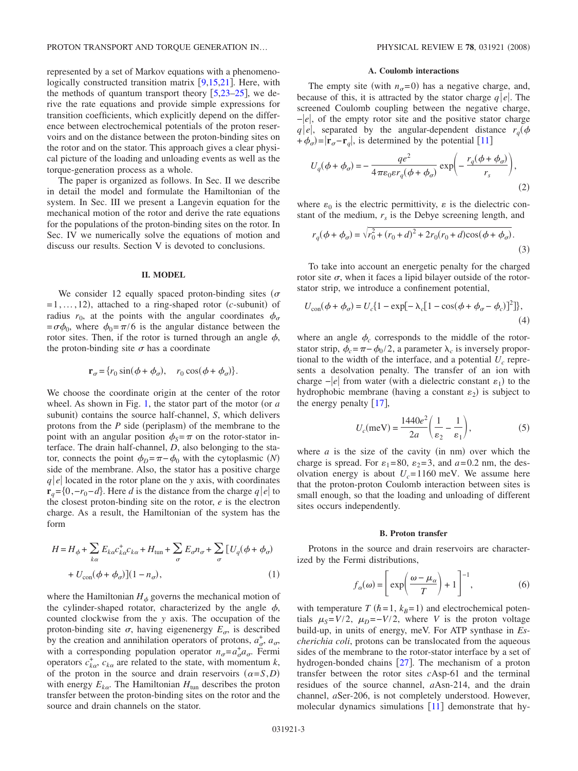represented by a set of Markov equations with a phenomenologically constructed transition matrix [9,15,21]. Here, with the methods of quantum transport theory [5,23–25], we derive the rate equations and provide simple expressions for transition coefficients, which explicitly depend on the difference between electrochemical potentials of the proton reservoirs and on the distance between the proton-binding sites on the rotor and on the stator. This approach gives a clear physical picture of the loading and unloading events as well as the torque-generation process as a whole.

The paper is organized as follows. In Sec. II we describe in detail the model and formulate the Hamiltonian of the system. In Sec. III we present a Langevin equation for the mechanical motion of the rotor and derive the rate equations for the populations of the proton-binding sites on the rotor. In Sec. IV we numerically solve the equations of motion and discuss our results. Section V is devoted to conclusions.

## II. MODEL

We consider 12 equally spaced proton-binding sites ($\sigma = 1, \ldots, 12$), attached to a ring-shaped rotor ($c$-subunit) of radius $r_0$, at the points with the angular coordinates $\phi_\sigma = \sigma\phi_0$, where $\phi_0 = \pi/6$ is the angular distance between the rotor sites. Then, if the rotor is turned through an angle $\phi$, the proton-binding site $\sigma$ has a coordinate

$$\mathbf{r}_\sigma = \{r_0 \sin(\phi + \phi_\sigma), \quad r_0 \cos(\phi + \phi_\sigma)\}.$$

We choose the coordinate origin at the center of the rotor wheel. As shown in Fig. 1, the stator part of the motor (or $a$ subunit) contains the source half-channel, $S$, which delivers protons from the $P$ side (periplasm) of the membrane to the point with an angular position $\phi_S = \pi$ on the rotor-stator interface. The drain half-channel, $D$, also belonging to the stator, connects the point $\phi_D = \pi - \phi_0$ with the cytoplasmic ($N$) side of the membrane. Also, the stator has a positive charge $q|e|$ located in the rotor plane on the $y$ axis, with coordinates $\mathbf{r}_q = \{0, -r_0 - d\}$. Here $d$ is the distance from the charge $q|e|$ to the closest proton-binding site on the rotor, $e$ is the electron charge. As a result, the Hamiltonian of the system has the form

$$H = H_\phi + \sum_{k\alpha} E_{k\alpha} c_{k\alpha}^{+} c_{k\alpha} + H_{\text{tun}} + \sum_\sigma E_\sigma n_\sigma + \sum_\sigma [U_q(\phi + \phi_\sigma) + U_{\text{con}}(\phi + \phi_\sigma)](1 - n_\sigma), \tag{1}$$

where the Hamiltonian $H_\phi$ governs the mechanical motion of the cylinder-shaped rotor, characterized by the angle $\phi$, counted clockwise from the $y$ axis. The occupation of the proton-binding site $\sigma$, having eigenenergy $E_\sigma$, is described by the creation and annihilation operators of protons, $a_\sigma^+$, $a_\sigma$, with a corresponding population operator $n_\sigma = a_\sigma^+ a_\sigma$. Fermi operators $c_{k\alpha}^+$, $c_{k\alpha}$ are related to the state, with momentum $k$, of the proton in the source and drain reservoirs ($\alpha = S, D$) with energy $E_{k\alpha}$. The Hamiltonian $H_{\text{tun}}$ describes the proton transfer between the proton-binding sites on the rotor and the source and drain channels on the stator.

### A. Coulomb interactions

The empty site (with $n_\sigma = 0$) has a negative charge, and, because of this, it is attracted by the stator charge $q|e|$. The screened Coulomb coupling between the negative charge, $-|e|$, of the empty rotor site and the positive stator charge $q|e|$, separated by the angular-dependent distance $r_q(\phi + \phi_\sigma) = |\mathbf{r}_\sigma - \mathbf{r}_q|$, is determined by the potential [11]

$$U_q(\phi + \phi_\sigma) = -\frac{qe^2}{4\pi\varepsilon_0 \varepsilon r_q(\phi + \phi_\sigma)} \exp\left(-\frac{r_q(\phi + \phi_\sigma)}{r_s}\right), \tag{2}$$

where $\varepsilon_0$ is the electric permittivity, $\varepsilon$ is the dielectric constant of the medium, $r_s$ is the Debye screening length, and

$$r_q(\phi + \phi_\sigma) = \sqrt{r_0^2 + (r_0 + d)^2 + 2r_0(r_0 + d)\cos(\phi + \phi_\sigma)}. \tag{3}$$

To take into account an energetic penalty for the charged rotor site $\sigma$, when it faces a lipid bilayer outside of the rotor-stator strip, we introduce a confinement potential,

$$U_{\text{con}}(\phi + \phi_\sigma) = U_c\{1 - \exp[-\lambda_c[1 - \cos(\phi + \phi_\sigma - \phi_c)]^2]\}, \tag{4}$$

where an angle $\phi_c$ corresponds to the middle of the rotor-stator strip, $\phi_c = \pi - \phi_0/2$, a parameter $\lambda_c$ is inversely proportional to the width of the interface, and a potential $U_c$ represents a desolvation penalty. The transfer of an ion with charge $-|e|$ from water (with a dielectric constant $\varepsilon_1$) to the hydrophobic membrane (having a constant $\varepsilon_2$) is subject to the energy penalty [17],

$$U_c(\text{meV}) = \frac{1440e^2}{2a}\left(\frac{1}{\varepsilon_2} - \frac{1}{\varepsilon_1}\right), \tag{5}$$

where $a$ is the size of the cavity (in nm) over which the charge is spread. For $\varepsilon_1 = 80$, $\varepsilon_2 = 3$, and $a = 0.2$ nm, the desolvation energy is about $U_c = 1160$ meV. We assume here that the proton-proton Coulomb interaction between sites is small enough, so that the loading and unloading of different sites occurs independently.

### B. Proton transfer

Protons in the source and drain reservoirs are characterized by the Fermi distributions,

$$f_\alpha(\omega) = \left[\exp\left(\frac{\omega - \mu_\alpha}{T}\right) + 1\right]^{-1}, \tag{6}$$

with temperature $T$ ($\hbar = 1$, $k_B = 1$) and electrochemical potentials $\mu_S = V/2$, $\mu_D = -V/2$, where $V$ is the proton voltage build-up, in units of energy, meV. For ATP synthase in *Escherichia coli*, protons can be translocated from the aqueous sides of the membrane to the rotor-stator interface by a set of hydrogen-bonded chains [27]. The mechanism of a proton transfer between the rotor sites $c$Asp-61 and the terminal residues of the source channel, $a$Asn-214, and the drain channel, $a$Ser-206, is not completely understood. However, molecular dynamics simulations [11] demonstrate that hy-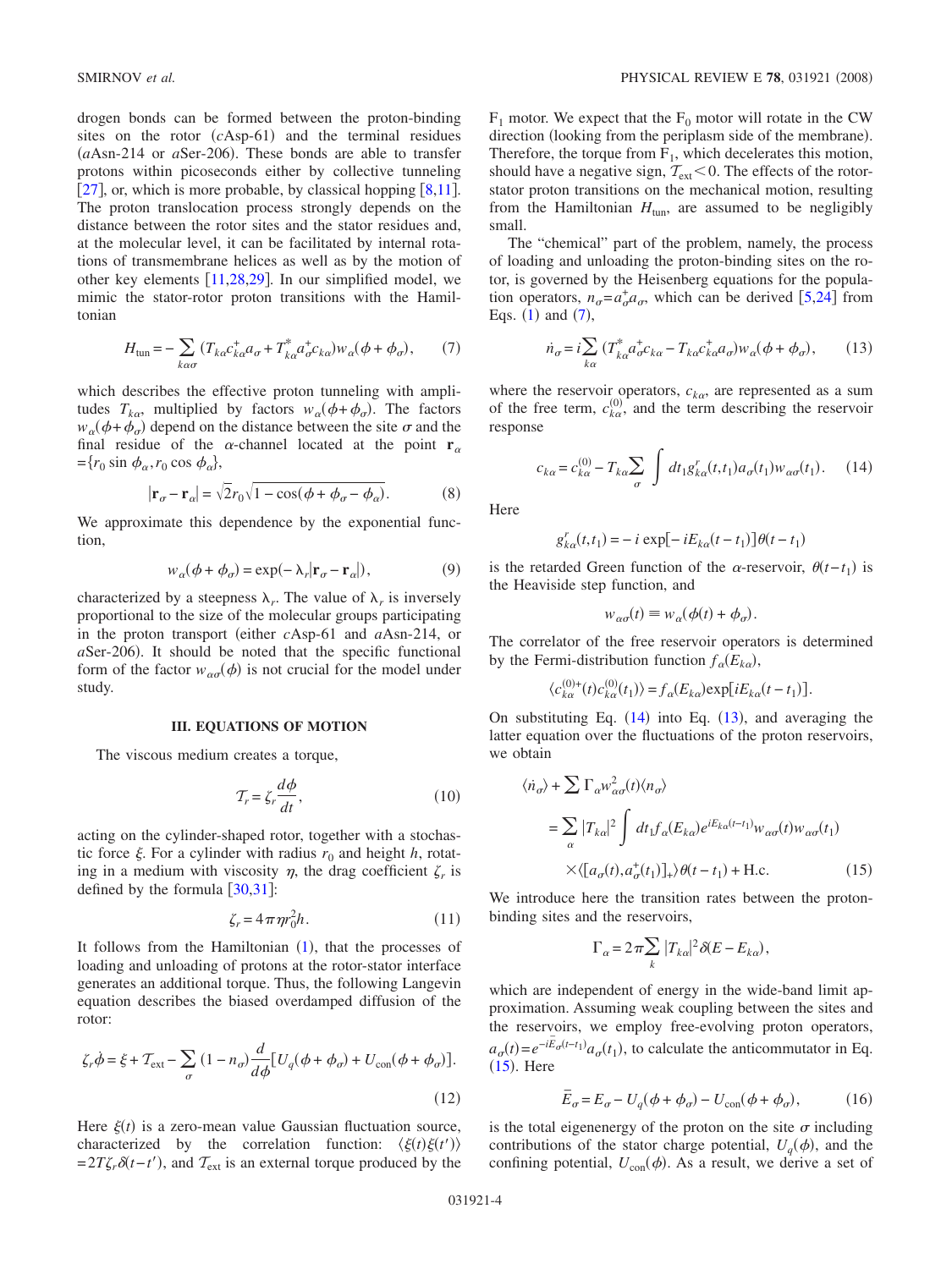drogen bonds can be formed between the proton-binding sites on the rotor ($c$Asp-61) and the terminal residues ($a$Asn-214 or $a$Ser-206). These bonds are able to transfer protons within picoseconds either by collective tunneling [27], or, which is more probable, by classical hopping [8,11]. The proton translocation process strongly depends on the distance between the rotor sites and the stator residues and, at the molecular level, it can be facilitated by internal rotations of transmembrane helices as well as by the motion of other key elements [11,28,29]. In our simplified model, we mimic the stator-rotor proton transitions with the Hamiltonian

$$H_{\mathrm{tun}} = -\sum_{k\alpha\sigma} (T_{k\alpha} c_{k\alpha}^{+} a_{\sigma} + T_{k\alpha}^{*} a_{\sigma}^{+} c_{k\alpha}) w_{\alpha}(\phi + \phi_{\sigma}), \tag{7}$$

which describes the effective proton tunneling with amplitudes $T_{k\alpha}$, multiplied by factors $w_{\alpha}(\phi+\phi_{\sigma})$. The factors $w_{\alpha}(\phi+\phi_{\sigma})$ depend on the distance between the site $\sigma$ and the final residue of the $\alpha$-channel located at the point $\mathbf{r}_{\alpha} = \{r_0 \sin \phi_{\alpha}, r_0 \cos \phi_{\alpha}\}$,

$$|\mathbf{r}_{\sigma} - \mathbf{r}_{\alpha}| = \sqrt{2} r_0 \sqrt{1 - \cos(\phi + \phi_{\sigma} - \phi_{\alpha})}. \tag{8}$$

We approximate this dependence by the exponential function,

$$w_{\alpha}(\phi + \phi_{\sigma}) = \exp(-\lambda_r |\mathbf{r}_{\sigma} - \mathbf{r}_{\alpha}|), \tag{9}$$

characterized by a steepness $\lambda_r$. The value of $\lambda_r$ is inversely proportional to the size of the molecular groups participating in the proton transport (either $c$Asp-61 and $a$Asn-214, or $a$Ser-206). It should be noted that the specific functional form of the factor $w_{\alpha\sigma}(\phi)$ is not crucial for the model under study.

### III. EQUATIONS OF MOTION

The viscous medium creates a torque,

$$\mathcal{T}_r = \zeta_r \frac{d\phi}{dt}, \tag{10}$$

acting on the cylinder-shaped rotor, together with a stochastic force $\xi$. For a cylinder with radius $r_0$ and height $h$, rotating in a medium with viscosity $\eta$, the drag coefficient $\zeta_r$ is defined by the formula [30,31]:

$$\zeta_r = 4\pi\eta r_0^2 h. \tag{11}$$

It follows from the Hamiltonian (1), that the processes of loading and unloading of protons at the rotor-stator interface generates an additional torque. Thus, the following Langevin equation describes the biased overdamped diffusion of the rotor:

$$\zeta_r \dot{\phi} = \xi + \mathcal{T}_{\mathrm{ext}} - \sum_{\sigma} (1 - n_{\sigma}) \frac{d}{d\phi} [U_q(\phi + \phi_{\sigma}) + U_{\mathrm{con}}(\phi + \phi_{\sigma})]. \tag{12}$$

Here $\xi(t)$ is a zero-mean value Gaussian fluctuation source, characterized by the correlation function: $\langle \xi(t)\xi(t')\rangle = 2T\zeta_r \delta(t-t')$, and $\mathcal{T}_{\mathrm{ext}}$ is an external torque produced by the $F_1$ motor. We expect that the $F_0$ motor will rotate in the CW direction (looking from the periplasm side of the membrane). Therefore, the torque from $F_1$, which decelerates this motion, should have a negative sign, $\mathcal{T}_{\mathrm{ext}} < 0$. The effects of the rotor-stator proton transitions on the mechanical motion, resulting from the Hamiltonian $H_{\mathrm{tun}}$, are assumed to be negligibly small.

The "chemical" part of the problem, namely, the process of loading and unloading the proton-binding sites on the rotor, is governed by the Heisenberg equations for the population operators, $n_{\sigma} = a_{\sigma}^{+} a_{\sigma}$, which can be derived [5,24] from Eqs. (1) and (7),

$$\dot{n}_{\sigma} = i \sum_{k\alpha} (T_{k\alpha}^{*} a_{\sigma}^{+} c_{k\alpha} - T_{k\alpha} c_{k\alpha}^{+} a_{\sigma}) w_{\alpha}(\phi + \phi_{\sigma}), \tag{13}$$

where the reservoir operators, $c_{k\alpha}$, are represented as a sum of the free term, $c_{k\alpha}^{(0)}$, and the term describing the reservoir response

$$c_{k\alpha} = c_{k\alpha}^{(0)} - T_{k\alpha} \sum_{\sigma} \int dt_1 g_{k\alpha}^{r}(t,t_1) a_{\sigma}(t_1) w_{\alpha\sigma}(t_1). \tag{14}$$

Here

$$g_{k\alpha}^{r}(t,t_1) = -i \exp[-iE_{k\alpha}(t-t_1)]\theta(t-t_1)$$

is the retarded Green function of the $\alpha$-reservoir, $\theta(t-t_1)$ is the Heaviside step function, and

$$w_{\alpha\sigma}(t) \equiv w_{\alpha}(\phi(t) + \phi_{\sigma}).$$

The correlator of the free reservoir operators is determined by the Fermi-distribution function $f_{\alpha}(E_{k\alpha})$,

$$\langle c_{k\alpha}^{(0)+}(t) c_{k\alpha}^{(0)}(t_1)\rangle = f_{\alpha}(E_{k\alpha}) \exp[iE_{k\alpha}(t-t_1)].$$

On substituting Eq. (14) into Eq. (13), and averaging the latter equation over the fluctuations of the proton reservoirs, we obtain

$$\begin{aligned}
\langle \dot{n}_{\sigma}\rangle + \sum \Gamma_{\alpha} w_{\alpha\sigma}^2(t) \langle n_{\sigma}\rangle &= \sum_{\alpha} |T_{k\alpha}|^2 \int dt_1 f_{\alpha}(E_{k\alpha}) e^{iE_{k\alpha}(t-t_1)} w_{\alpha\sigma}(t) w_{\alpha\sigma}(t_1) \\
&\quad \times \langle [a_{\sigma}(t), a_{\sigma}^{+}(t_1)]_{+}\rangle \theta(t-t_1) + \mathrm{H.c.}
\end{aligned} \tag{15}$$

We introduce here the transition rates between the proton-binding sites and the reservoirs,

$$\Gamma_{\alpha} = 2\pi \sum_{k} |T_{k\alpha}|^2 \delta(E - E_{k\alpha}),$$

which are independent of energy in the wide-band limit approximation. Assuming weak coupling between the sites and the reservoirs, we employ free-evolving proton operators, $a_{\sigma}(t) = e^{-i\bar{E}_{\sigma}(t-t_1)} a_{\sigma}(t_1)$, to calculate the anticommutator in Eq. (15). Here

$$\bar{E}_{\sigma} = E_{\sigma} - U_q(\phi + \phi_{\sigma}) - U_{\mathrm{con}}(\phi + \phi_{\sigma}), \tag{16}$$

is the total eigenenergy of the proton on the site $\sigma$ including contributions of the stator charge potential, $U_q(\phi)$, and the confining potential, $U_{\mathrm{con}}(\phi)$. As a result, we derive a set of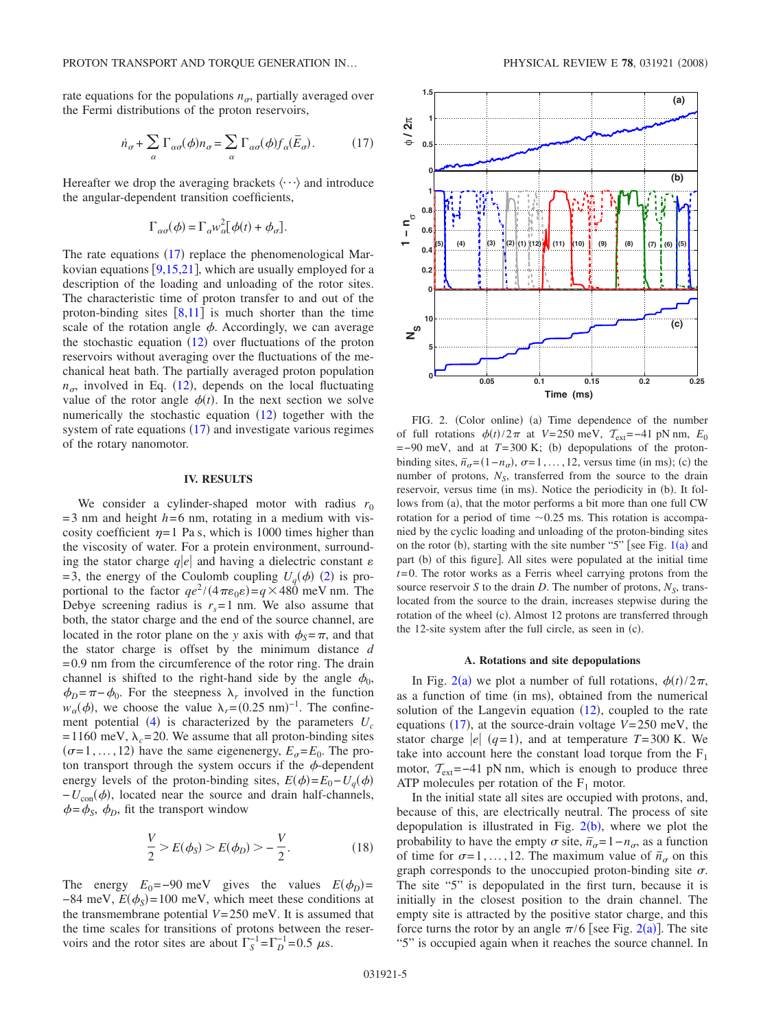rate equations for the populations $n_\sigma$, partially averaged over the Fermi distributions of the proton reservoirs,

$$\dot{n}_\sigma + \sum_\alpha \Gamma_{\alpha\sigma}(\phi) n_\sigma = \sum_\alpha \Gamma_{\alpha\sigma}(\phi) f_\alpha(\bar{E}_\sigma). \tag{17}$$

Hereafter we drop the averaging brackets $\langle \cdots \rangle$ and introduce the angular-dependent transition coefficients,

$$\Gamma_{\alpha\sigma}(\phi) = \Gamma_\alpha w_\alpha^2[\phi(t) + \phi_\sigma].$$

The rate equations (17) replace the phenomenological Markovian equations [9,15,21], which are usually employed for a description of the loading and unloading of the rotor sites. The characteristic time of proton transfer to and out of the proton-binding sites [8,11] is much shorter than the time scale of the rotation angle $\phi$. Accordingly, we can average the stochastic equation (12) over fluctuations of the proton reservoirs without averaging over the fluctuations of the mechanical heat bath. The partially averaged proton population $n_\sigma$, involved in Eq. (12), depends on the local fluctuating value of the rotor angle $\phi(t)$. In the next section we solve numerically the stochastic equation (12) together with the system of rate equations (17) and investigate various regimes of the rotary nanomotor.

## IV. RESULTS

We consider a cylinder-shaped motor with radius $r_0 = 3$ nm and height $h = 6$ nm, rotating in a medium with viscosity coefficient $\eta = 1$ Pa s, which is 1000 times higher than the viscosity of water. For a protein environment, surrounding the stator charge $q|e|$ and having a dielectric constant $\varepsilon = 3$, the energy of the Coulomb coupling $U_q(\phi)$ (2) is proportional to the factor $qe^2/(4\pi\varepsilon_0\varepsilon) = q \times 480$ meV nm. The Debye screening radius is $r_s = 1$ nm. We also assume that both, the stator charge and the end of the source channel, are located in the rotor plane on the $y$ axis with $\phi_S = \pi$, and that the stator charge is offset by the minimum distance $d = 0.9$ nm from the circumference of the rotor ring. The drain channel is shifted to the right-hand side by the angle $\phi_0$, $\phi_D = \pi - \phi_0$. For the steepness $\lambda_r$ involved in the function $w_\alpha(\phi)$, we choose the value $\lambda_r = (0.25 \text{ nm})^{-1}$. The confinement potential (4) is characterized by the parameters $U_c = 1160$ meV, $\lambda_c = 20$. We assume that all proton-binding sites $(\sigma = 1, \ldots, 12)$ have the same eigenenergy, $E_\sigma = E_0$. The proton transport through the system occurs if the $\phi$-dependent energy levels of the proton-binding sites, $E(\phi) = E_0 - U_q(\phi) - U_{\text{con}}(\phi)$, located near the source and drain half-channels, $\phi = \phi_S$, $\phi_D$, fit the transport window

$$\frac{V}{2} > E(\phi_S) > E(\phi_D) > -\frac{V}{2}. \tag{18}$$

The energy $E_0 = -90$ meV gives the values $E(\phi_D) = -84$ meV, $E(\phi_S) = 100$ meV, which meet these conditions at the transmembrane potential $V = 250$ meV. It is assumed that the time scales for transitions of protons between the reservoirs and the rotor sites are about $\Gamma_S^{-1} = \Gamma_D^{-1} = 0.5$ $\mu$s.

FIG. 2. (Color online) (a) Time dependence of the number of full rotations $\phi(t)/2\pi$ at $V = 250$ meV, $\mathcal{T}_{\text{ext}} = -41$ pN nm, $E_0 = -90$ meV, and at $T = 300$ K; (b) depopulations of the proton-binding sites, $\bar{n}_\sigma = (1 - n_\sigma)$, $\sigma = 1, \ldots, 12$, versus time (in ms); (c) the number of protons, $N_S$, transferred from the source to the drain reservoir, versus time (in ms). Notice the periodicity in (b). It follows from (a), that the motor performs a bit more than one full CW rotation for a period of time ~0.25 ms. This rotation is accompanied by the cyclic loading and unloading of the proton-binding sites on the rotor (b), starting with the site number "5" [see Fig. 1(a) and part (b) of this figure]. All sites were populated at the initial time $t = 0$. The rotor works as a Ferris wheel carrying protons from the source reservoir $S$ to the drain $D$. The number of protons, $N_S$, translocated from the source to the drain, increases stepwise during the rotation of the wheel (c). Almost 12 protons are transferred through the 12-site system after the full circle, as seen in (c).

### A. Rotations and site depopulations

In Fig. 2(a) we plot a number of full rotations, $\phi(t)/2\pi$, as a function of time (in ms), obtained from the numerical solution of the Langevin equation (12), coupled to the rate equations (17), at the source-drain voltage $V = 250$ meV, the stator charge $|e|$ $(q = 1)$, and at temperature $T = 300$ K. We take into account here the constant load torque from the $F_1$ motor, $\mathcal{T}_{\text{ext}} = -41$ pN nm, which is enough to produce three ATP molecules per rotation of the $F_1$ motor.

In the initial state all sites are occupied with protons, and, because of this, are electrically neutral. The process of site depopulation is illustrated in Fig. 2(b), where we plot the probability to have the empty $\sigma$ site, $\bar{n}_\sigma = 1 - n_\sigma$, as a function of time for $\sigma = 1, \ldots, 12$. The maximum value of $\bar{n}_\sigma$ on this graph corresponds to the unoccupied proton-binding site $\sigma$. The site "5" is depopulated in the first turn, because it is initially in the closest position to the drain channel. The empty site is attracted by the positive stator charge, and this force turns the rotor by an angle $\pi/6$ [see Fig. 2(a)]. The site "5" is occupied again when it reaches the source channel. In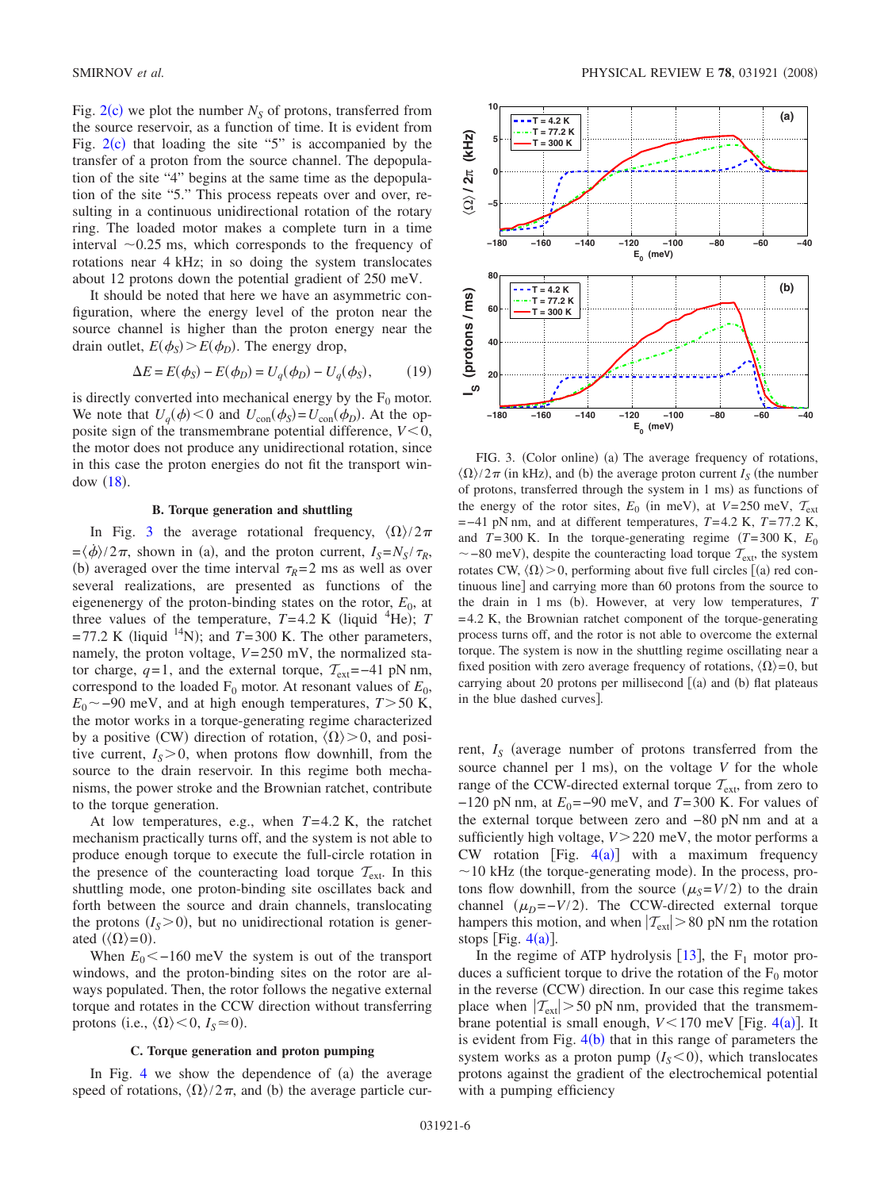Fig. 2(c) we plot the number $N_S$ of protons, transferred from the source reservoir, as a function of time. It is evident from Fig. 2(c) that loading the site "5" is accompanied by the transfer of a proton from the source channel. The depopulation of the site "4" begins at the same time as the depopulation of the site "5." This process repeats over and over, resulting in a continuous unidirectional rotation of the rotary ring. The loaded motor makes a complete turn in a time interval $\sim 0.25$ ms, which corresponds to the frequency of rotations near 4 kHz; in so doing the system translocates about 12 protons down the potential gradient of 250 meV.

It should be noted that here we have an asymmetric configuration, where the energy level of the proton near the source channel is higher than the proton energy near the drain outlet, $E(\phi_S) > E(\phi_D)$. The energy drop,

$$\Delta E = E(\phi_S) - E(\phi_D) = U_q(\phi_D) - U_q(\phi_S), \qquad (19)$$

is directly converted into mechanical energy by the $F_0$ motor. We note that $U_q(\phi) < 0$ and $U_{con}(\phi_S) = U_{con}(\phi_D)$. At the opposite sign of the transmembrane potential difference, $V < 0$, the motor does not produce any unidirectional rotation, since in this case the proton energies do not fit the transport window (18).

### B. Torque generation and shuttling

In Fig. 3 the average rotational frequency, $\langle \Omega \rangle / 2\pi = \langle \dot{\phi} \rangle / 2\pi$, shown in (a), and the proton current, $I_S = N_S / \tau_R$, (b) averaged over the time interval $\tau_R = 2$ ms as well as over several realizations, are presented as functions of the eigenenergy of the proton-binding states on the rotor, $E_0$, at three values of the temperature, $T = 4.2$ K (liquid $^4$He); $T = 77.2$ K (liquid $^{14}$N); and $T = 300$ K. The other parameters, namely, the proton voltage, $V = 250$ mV, the normalized stator charge, $q = 1$, and the external torque, $\mathcal{T}_{ext} = -41$ pN nm, correspond to the loaded $F_0$ motor. At resonant values of $E_0$, $E_0 \sim -90$ meV, and at high enough temperatures, $T > 50$ K, the motor works in a torque-generating regime characterized by a positive (CW) direction of rotation, $\langle \Omega \rangle > 0$, and positive current, $I_S > 0$, when protons flow downhill, from the source to the drain reservoir. In this regime both mechanisms, the power stroke and the Brownian ratchet, contribute to the torque generation.

At low temperatures, e.g., when $T = 4.2$ K, the ratchet mechanism practically turns off, and the system is not able to produce enough torque to execute the full-circle rotation in the presence of the counteracting load torque $\mathcal{T}_{ext}$. In this shuttling mode, one proton-binding site oscillates back and forth between the source and drain channels, translocating the protons ($I_S > 0$), but no unidirectional rotation is generated ($\langle \Omega \rangle = 0$).

When $E_0 < -160$ meV the system is out of the transport windows, and the proton-binding sites on the rotor are always populated. Then, the rotor follows the negative external torque and rotates in the CCW direction without transferring protons (i.e., $\langle \Omega \rangle < 0$, $I_S \simeq 0$).

### C. Torque generation and proton pumping

In Fig. 4 we show the dependence of (a) the average speed of rotations, $\langle \Omega \rangle / 2\pi$, and (b) the average particle current, $I_S$ (average number of protons transferred from the source channel per 1 ms), on the voltage $V$ for the whole range of the CCW-directed external torque $\mathcal{T}_{ext}$, from zero to $-120$ pN nm, at $E_0 = -90$ meV, and $T = 300$ K. For values of the external torque between zero and $-80$ pN nm and at a sufficiently high voltage, $V > 220$ meV, the motor performs a CW rotation [Fig. 4(a)] with a maximum frequency $\sim 10$ kHz (the torque-generating mode). In the process, protons flow downhill, from the source ($\mu_S = V/2$) to the drain channel ($\mu_D = -V/2$). The CCW-directed external torque hampers this motion, and when $|\mathcal{T}_{ext}| > 80$ pN nm the rotation stops [Fig. 4(a)].

In the regime of ATP hydrolysis [13], the $F_1$ motor produces a sufficient torque to drive the rotation of the $F_0$ motor in the reverse (CCW) direction. In our case this regime takes place when $|\mathcal{T}_{ext}| > 50$ pN nm, provided that the transmembrane potential is small enough, $V < 170$ meV [Fig. 4(a)]. It is evident from Fig. 4(b) that in this range of parameters the system works as a proton pump ($I_S < 0$), which translocates protons against the gradient of the electrochemical potential with a pumping efficiency

FIG. 3. (Color online) (a) The average frequency of rotations, $\langle \Omega \rangle / 2\pi$ (in kHz), and (b) the average proton current $I_S$ (the number of protons, transferred through the system in 1 ms) as functions of the energy of the rotor sites, $E_0$ (in meV), at $V = 250$ meV, $\mathcal{T}_{ext} = -41$ pN nm, and at different temperatures, $T = 4.2$ K, $T = 77.2$ K, and $T = 300$ K. In the torque-generating regime ($T = 300$ K, $E_0 \sim -80$ meV), despite the counteracting load torque $\mathcal{T}_{ext}$, the system rotates CW, $\langle \Omega \rangle > 0$, performing about five full circles [(a) red continuous line] and carrying more than 60 protons from the source to the drain in 1 ms (b). However, at very low temperatures, $T = 4.2$ K, the Brownian ratchet component of the torque-generating process turns off, and the rotor is not able to overcome the external torque. The system is now in the shuttling regime oscillating near a fixed position with zero average frequency of rotations, $\langle \Omega \rangle = 0$, but carrying about 20 protons per millisecond [(a) and (b) flat plateaus in the blue dashed curves].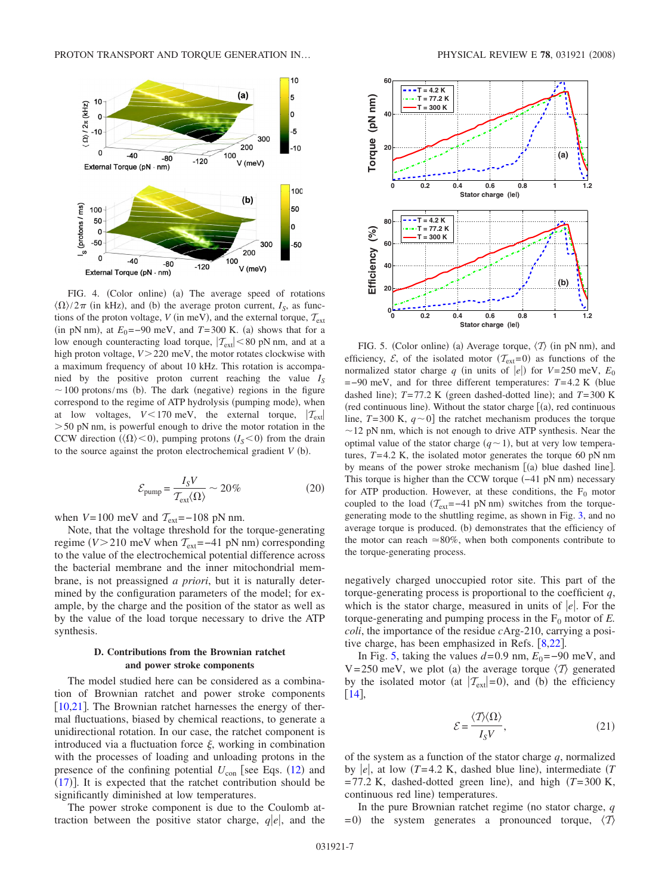FIG. 4. (Color online) (a) The average speed of rotations $\langle\Omega\rangle/2\pi$ (in kHz), and (b) the average proton current, $I_S$, as functions of the proton voltage, $V$ (in meV), and the external torque, $\mathcal{T}_{\rm ext}$ (in pN nm), at $E_0=-90$ meV, and $T=300$ K. (a) shows that for a low enough counteracting load torque, $|\mathcal{T}_{\rm ext}|<80$ pN nm, and at a high proton voltage, $V>220$ meV, the motor rotates clockwise with a maximum frequency of about 10 kHz. This rotation is accompanied by the positive proton current reaching the value $I_S\sim 100$ protons/ms (b). The dark (negative) regions in the figure correspond to the regime of ATP hydrolysis (pumping mode), when at low voltages, $V<170$ meV, the external torque, $|\mathcal{T}_{\rm ext}|>50$ pN nm, is powerful enough to drive the motor rotation in the CCW direction ($\langle\Omega\rangle<0$), pumping protons ($I_S<0$) from the drain to the source against the proton electrochemical gradient $V$ (b).

$$\mathcal{E}_{\rm pump}=\frac{I_S V}{\mathcal{T}_{\rm ext}\langle\Omega\rangle}\sim 20\% \tag{20}$$

when $V=100$ meV and $\mathcal{T}_{\rm ext}=-108$ pN nm.

Note, that the voltage threshold for the torque-generating regime ($V>210$ meV when $\mathcal{T}_{\rm ext}=-41$ pN nm) corresponding to the value of the electrochemical potential difference across the bacterial membrane and the inner mitochondrial membrane, is not preassigned *a priori*, but it is naturally determined by the configuration parameters of the model; for example, by the charge and the position of the stator as well as by the value of the load torque necessary to drive the ATP synthesis.

### D. Contributions from the Brownian ratchet and power stroke components

The model studied here can be considered as a combination of Brownian ratchet and power stroke components [10,21]. The Brownian ratchet harnesses the energy of thermal fluctuations, biased by chemical reactions, to generate a unidirectional rotation. In our case, the ratchet component is introduced via a fluctuation force $\xi$, working in combination with the processes of loading and unloading protons in the presence of the confining potential $U_{\rm con}$ [see Eqs. (12) and (17)]. It is expected that the ratchet contribution should be significantly diminished at low temperatures.

The power stroke component is due to the Coulomb attraction between the positive stator charge, $q|e|$, and the negatively charged unoccupied rotor site. This part of the torque-generating process is proportional to the coefficient $q$, which is the stator charge, measured in units of $|e|$. For the torque-generating and pumping process in the $F_0$ motor of *E. coli*, the importance of the residue *c*Arg-210, carrying a positive charge, has been emphasized in Refs. [8,22].

In Fig. 5, taking the values $d=0.9$ nm, $E_0=-90$ meV, and $V=250$ meV, we plot (a) the average torque $\langle\mathcal{T}\rangle$ generated by the isolated motor (at $|\mathcal{T}_{\rm ext}|=0$), and (b) the efficiency [14],

$$\mathcal{E}=\frac{\langle\mathcal{T}\rangle\langle\Omega\rangle}{I_S V}, \tag{21}$$

of the system as a function of the stator charge $q$, normalized by $|e|$, at low ($T=4.2$ K, dashed blue line), intermediate ($T=77.2$ K, dashed-dotted green line), and high ($T=300$ K, continuous red line) temperatures.

FIG. 5. (Color online) (a) Average torque, $\langle\mathcal{T}\rangle$ (in pN nm), and efficiency, $\mathcal{E}$, of the isolated motor ($\mathcal{T}_{\rm ext}=0$) as functions of the normalized stator charge $q$ (in units of $|e|$) for $V=250$ meV, $E_0=-90$ meV, and for three different temperatures: $T=4.2$ K (blue dashed line); $T=77.2$ K (green dashed-dotted line); and $T=300$ K (red continuous line). Without the stator charge [(a), red continuous line, $T=300$ K, $q\sim 0$] the ratchet mechanism produces the torque $\sim 12$ pN nm, which is not enough to drive ATP synthesis. Near the optimal value of the stator charge ($q\sim 1$), but at very low temperatures, $T=4.2$ K, the isolated motor generates the torque 60 pN nm by means of the power stroke mechanism [(a) blue dashed line]. This torque is higher than the CCW torque ($-41$ pN nm) necessary for ATP production. However, at these conditions, the $F_0$ motor coupled to the load ($\mathcal{T}_{\rm ext}=-41$ pN nm) switches from the torque-generating mode to the shuttling regime, as shown in Fig. 3, and no average torque is produced. (b) demonstrates that the efficiency of the motor can reach $\simeq 80\%$, when both components contribute to the torque-generating process.

In the pure Brownian ratchet regime (no stator charge, $q=0$) the system generates a pronounced torque, $\langle\mathcal{T}\rangle$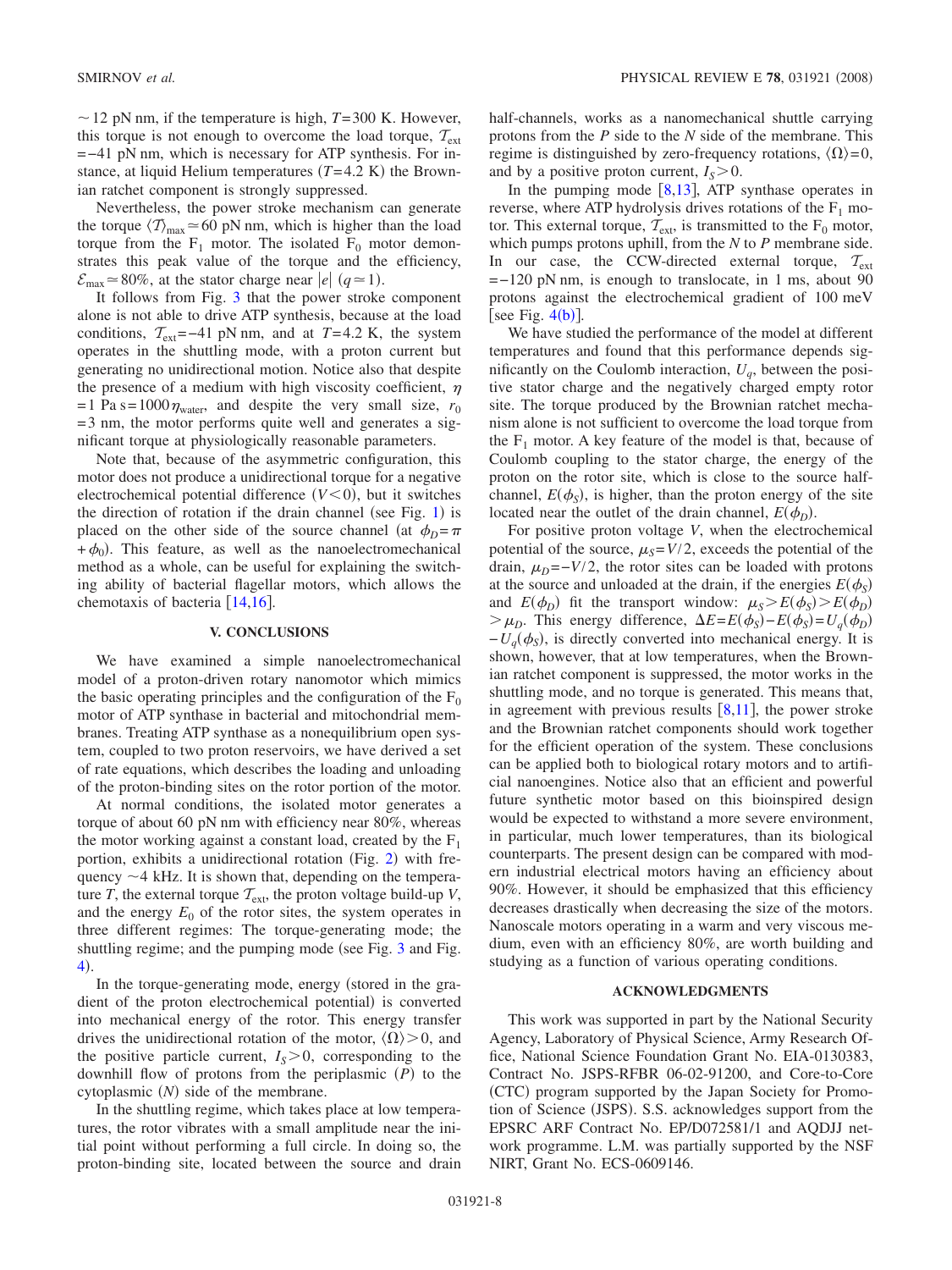$\sim 12$ pN nm, if the temperature is high, $T=300$ K. However, this torque is not enough to overcome the load torque, $\mathcal{T}_{\text{ext}} = -41$ pN nm, which is necessary for ATP synthesis. For instance, at liquid Helium temperatures ($T=4.2$ K) the Brownian ratchet component is strongly suppressed.

Nevertheless, the power stroke mechanism can generate the torque $\langle \mathcal{T} \rangle_{\max} \simeq 60$ pN nm, which is higher than the load torque from the $F_1$ motor. The isolated $F_0$ motor demonstrates this peak value of the torque and the efficiency, $\mathcal{E}_{\max} \simeq 80\%$, at the stator charge near $|e|$ ($q \simeq 1$).

It follows from Fig. 3 that the power stroke component alone is not able to drive ATP synthesis, because at the load conditions, $\mathcal{T}_{\text{ext}} = -41$ pN nm, and at $T=4.2$ K, the system operates in the shuttling mode, with a proton current but generating no unidirectional motion. Notice also that despite the presence of a medium with high viscosity coefficient, $\eta = 1$ Pa s $= 1000\,\eta_{\text{water}}$, and despite the very small size, $r_0 = 3$ nm, the motor performs quite well and generates a significant torque at physiologically reasonable parameters.

Note that, because of the asymmetric configuration, this motor does not produce a unidirectional torque for a negative electrochemical potential difference ($V<0$), but it switches the direction of rotation if the drain channel (see Fig. 1) is placed on the other side of the source channel (at $\phi_D = \pi + \phi_0$). This feature, as well as the nanoelectromechanical method as a whole, can be useful for explaining the switching ability of bacterial flagellar motors, which allows the chemotaxis of bacteria [14,16].

## V. CONCLUSIONS

We have examined a simple nanoelectromechanical model of a proton-driven rotary nanomotor which mimics the basic operating principles and the configuration of the $F_0$ motor of ATP synthase in bacterial and mitochondrial membranes. Treating ATP synthase as a nonequilibrium open system, coupled to two proton reservoirs, we have derived a set of rate equations, which describes the loading and unloading of the proton-binding sites on the rotor portion of the motor.

At normal conditions, the isolated motor generates a torque of about 60 pN nm with efficiency near 80%, whereas the motor working against a constant load, created by the $F_1$ portion, exhibits a unidirectional rotation (Fig. 2) with frequency $\sim 4$ kHz. It is shown that, depending on the temperature $T$, the external torque $\mathcal{T}_{\text{ext}}$, the proton voltage build-up $V$, and the energy $E_0$ of the rotor sites, the system operates in three different regimes: The torque-generating mode; the shuttling regime; and the pumping mode (see Fig. 3 and Fig. 4).

In the torque-generating mode, energy (stored in the gradient of the proton electrochemical potential) is converted into mechanical energy of the rotor. This energy transfer drives the unidirectional rotation of the motor, $\langle \Omega \rangle > 0$, and the positive particle current, $I_S > 0$, corresponding to the downhill flow of protons from the periplasmic ($P$) to the cytoplasmic ($N$) side of the membrane.

In the shuttling regime, which takes place at low temperatures, the rotor vibrates with a small amplitude near the initial point without performing a full circle. In doing so, the proton-binding site, located between the source and drain half-channels, works as a nanomechanical shuttle carrying protons from the $P$ side to the $N$ side of the membrane. This regime is distinguished by zero-frequency rotations, $\langle \Omega \rangle = 0$, and by a positive proton current, $I_S > 0$.

In the pumping mode [8,13], ATP synthase operates in reverse, where ATP hydrolysis drives rotations of the $F_1$ motor. This external torque, $\mathcal{T}_{\text{ext}}$, is transmitted to the $F_0$ motor, which pumps protons uphill, from the $N$ to $P$ membrane side. In our case, the CCW-directed external torque, $\mathcal{T}_{\text{ext}} = -120$ pN nm, is enough to translocate, in 1 ms, about 90 protons against the electrochemical gradient of 100 meV [see Fig. 4(b)].

We have studied the performance of the model at different temperatures and found that this performance depends significantly on the Coulomb interaction, $U_q$, between the positive stator charge and the negatively charged empty rotor site. The torque produced by the Brownian ratchet mechanism alone is not sufficient to overcome the load torque from the $F_1$ motor. A key feature of the model is that, because of Coulomb coupling to the stator charge, the energy of the proton on the rotor site, which is close to the source half-channel, $E(\phi_S)$, is higher, than the proton energy of the site located near the outlet of the drain channel, $E(\phi_D)$.

For positive proton voltage $V$, when the electrochemical potential of the source, $\mu_S = V/2$, exceeds the potential of the drain, $\mu_D = -V/2$, the rotor sites can be loaded with protons at the source and unloaded at the drain, if the energies $E(\phi_S)$ and $E(\phi_D)$ fit the transport window: $\mu_S > E(\phi_S) > E(\phi_D) > \mu_D$. This energy difference, $\Delta E = E(\phi_S) - E(\phi_S) = U_q(\phi_D) - U_q(\phi_S)$, is directly converted into mechanical energy. It is shown, however, that at low temperatures, when the Brownian ratchet component is suppressed, the motor works in the shuttling mode, and no torque is generated. This means that, in agreement with previous results [8,11], the power stroke and the Brownian ratchet components should work together for the efficient operation of the system. These conclusions can be applied both to biological rotary motors and to artificial nanoengines. Notice also that an efficient and powerful future synthetic motor based on this bioinspired design would be expected to withstand a more severe environment, in particular, much lower temperatures, than its biological counterparts. The present design can be compared with modern industrial electrical motors having an efficiency about 90%. However, it should be emphasized that this efficiency decreases drastically when decreasing the size of the motors. Nanoscale motors operating in a warm and very viscous medium, even with an efficiency 80%, are worth building and studying as a function of various operating conditions.

## ACKNOWLEDGMENTS

This work was supported in part by the National Security Agency, Laboratory of Physical Science, Army Research Office, National Science Foundation Grant No. EIA-0130383, Contract No. JSPS-RFBR 06-02-91200, and Core-to-Core (CTC) program supported by the Japan Society for Promotion of Science (JSPS). S.S. acknowledges support from the EPSRC ARF Contract No. EP/D072581/1 and AQDJJ network programme. L.M. was partially supported by the NSF NIRT, Grant No. ECS-0609146.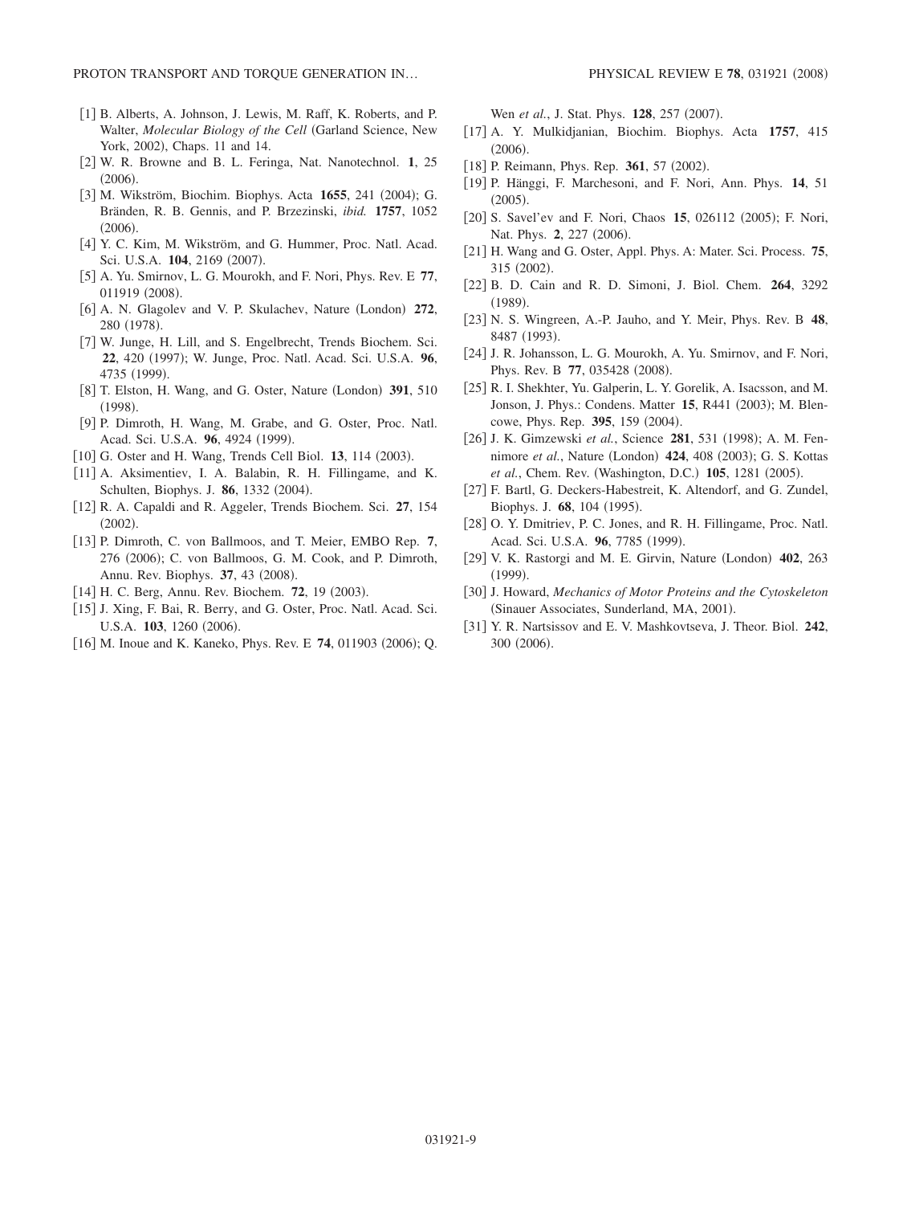[1] B. Alberts, A. Johnson, J. Lewis, M. Raff, K. Roberts, and P. Walter, *Molecular Biology of the Cell* (Garland Science, New York, 2002), Chaps. 11 and 14.

[2] W. R. Browne and B. L. Feringa, Nat. Nanotechnol. **1**, 25 (2006).

[3] M. Wikström, Biochim. Biophys. Acta **1655**, 241 (2004); G. Bränden, R. B. Gennis, and P. Brzezinski, *ibid.* **1757**, 1052 (2006).

[4] Y. C. Kim, M. Wikström, and G. Hummer, Proc. Natl. Acad. Sci. U.S.A. **104**, 2169 (2007).

[5] A. Yu. Smirnov, L. G. Mourokh, and F. Nori, Phys. Rev. E **77**, 011919 (2008).

[6] A. N. Glagolev and V. P. Skulachev, Nature (London) **272**, 280 (1978).

[7] W. Junge, H. Lill, and S. Engelbrecht, Trends Biochem. Sci. **22**, 420 (1997); W. Junge, Proc. Natl. Acad. Sci. U.S.A. **96**, 4735 (1999).

[8] T. Elston, H. Wang, and G. Oster, Nature (London) **391**, 510 (1998).

[9] P. Dimroth, H. Wang, M. Grabe, and G. Oster, Proc. Natl. Acad. Sci. U.S.A. **96**, 4924 (1999).

[10] G. Oster and H. Wang, Trends Cell Biol. **13**, 114 (2003).

[11] A. Aksimentiev, I. A. Balabin, R. H. Fillingame, and K. Schulten, Biophys. J. **86**, 1332 (2004).

[12] R. A. Capaldi and R. Aggeler, Trends Biochem. Sci. **27**, 154 (2002).

[13] P. Dimroth, C. von Ballmoos, and T. Meier, EMBO Rep. **7**, 276 (2006); C. von Ballmoos, G. M. Cook, and P. Dimroth, Annu. Rev. Biophys. **37**, 43 (2008).

[14] H. C. Berg, Annu. Rev. Biochem. **72**, 19 (2003).

[15] J. Xing, F. Bai, R. Berry, and G. Oster, Proc. Natl. Acad. Sci. U.S.A. **103**, 1260 (2006).

[16] M. Inoue and K. Kaneko, Phys. Rev. E **74**, 011903 (2006); Q. Wen *et al.*, J. Stat. Phys. **128**, 257 (2007).

[17] A. Y. Mulkidjanian, Biochim. Biophys. Acta **1757**, 415 (2006).

[18] P. Reimann, Phys. Rep. **361**, 57 (2002).

[19] P. Hänggi, F. Marchesoni, and F. Nori, Ann. Phys. **14**, 51 (2005).

[20] S. Savel'ev and F. Nori, Chaos **15**, 026112 (2005); F. Nori, Nat. Phys. **2**, 227 (2006).

[21] H. Wang and G. Oster, Appl. Phys. A: Mater. Sci. Process. **75**, 315 (2002).

[22] B. D. Cain and R. D. Simoni, J. Biol. Chem. **264**, 3292 (1989).

[23] N. S. Wingreen, A.-P. Jauho, and Y. Meir, Phys. Rev. B **48**, 8487 (1993).

[24] J. R. Johansson, L. G. Mourokh, A. Yu. Smirnov, and F. Nori, Phys. Rev. B **77**, 035428 (2008).

[25] R. I. Shekhter, Yu. Galperin, L. Y. Gorelik, A. Isacsson, and M. Jonson, J. Phys.: Condens. Matter **15**, R441 (2003); M. Blencowe, Phys. Rep. **395**, 159 (2004).

[26] J. K. Gimzewski *et al.*, Science **281**, 531 (1998); A. M. Fennimore *et al.*, Nature (London) **424**, 408 (2003); G. S. Kottas *et al.*, Chem. Rev. (Washington, D.C.) **105**, 1281 (2005).

[27] F. Bartl, G. Deckers-Habestreit, K. Altendorf, and G. Zundel, Biophys. J. **68**, 104 (1995).

[28] O. Y. Dmitriev, P. C. Jones, and R. H. Fillingame, Proc. Natl. Acad. Sci. U.S.A. **96**, 7785 (1999).

[29] V. K. Rastorgi and M. E. Girvin, Nature (London) **402**, 263 (1999).

[30] J. Howard, *Mechanics of Motor Proteins and the Cytoskeleton* (Sinauer Associates, Sunderland, MA, 2001).

[31] Y. R. Nartsissov and E. V. Mashkovtseva, J. Theor. Biol. **242**, 300 (2006).